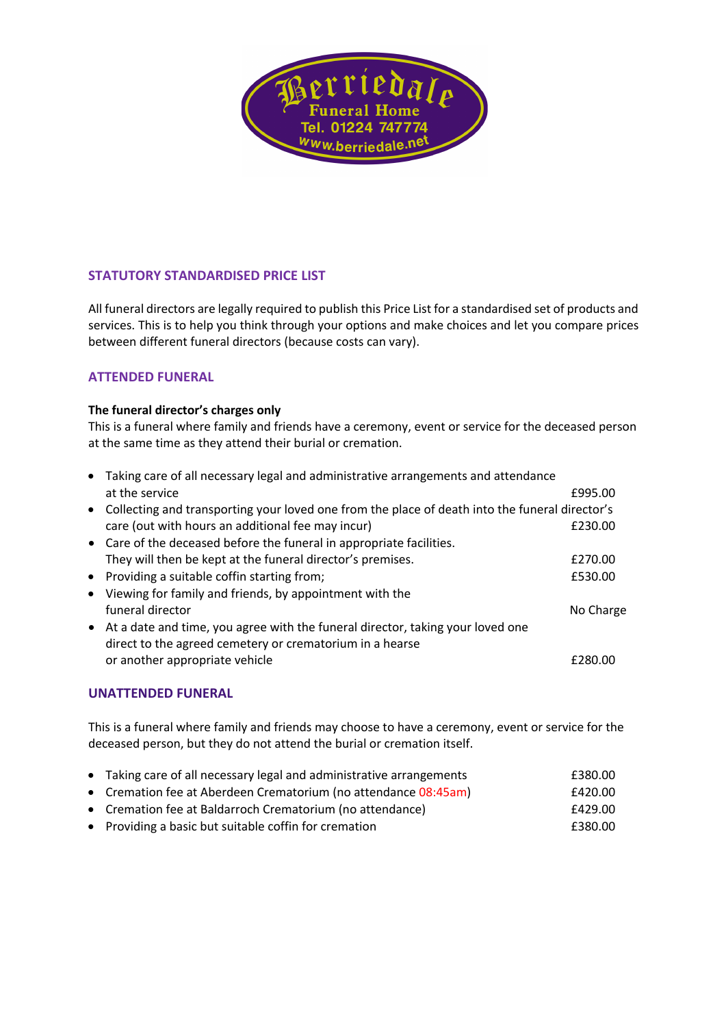Berriedale
Funeral Home
Tel. 01224 747774
www.berriedale.net

## STATUTORY STANDARDISED PRICE LIST

All funeral directors are legally required to publish this Price List for a standardised set of products and services. This is to help you think through your options and make choices and let you compare prices between different funeral directors (because costs can vary).

## ATTENDED FUNERAL

**The funeral director's charges only**

This is a funeral where family and friends have a ceremony, event or service for the deceased person at the same time as they attend their burial or cremation.

- Taking care of all necessary legal and administrative arrangements and attendance at the service — £995.00
- Collecting and transporting your loved one from the place of death into the funeral director's care (out with hours an additional fee may incur) — £230.00
- Care of the deceased before the funeral in appropriate facilities. They will then be kept at the funeral director's premises. — £270.00
- Providing a suitable coffin starting from; — £530.00
- Viewing for family and friends, by appointment with the funeral director — No Charge
- At a date and time, you agree with the funeral director, taking your loved one direct to the agreed cemetery or crematorium in a hearse or another appropriate vehicle — £280.00

## UNATTENDED FUNERAL

This is a funeral where family and friends may choose to have a ceremony, event or service for the deceased person, but they do not attend the burial or cremation itself.

- Taking care of all necessary legal and administrative arrangements — £380.00
- Cremation fee at Aberdeen Crematorium (no attendance 08:45am) — £420.00
- Cremation fee at Baldarroch Crematorium (no attendance) — £429.00
- Providing a basic but suitable coffin for cremation — £380.00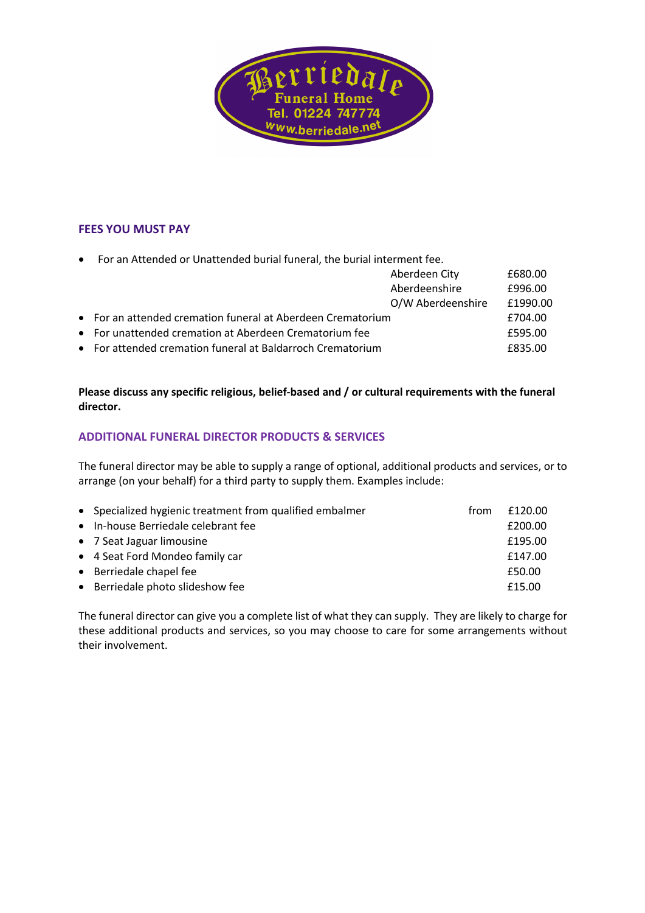Berriedale
Funeral Home
Tel. 01224 747774
www.berriedale.net

## FEES YOU MUST PAY

- For an Attended or Unattended burial funeral, the burial interment fee.

| | | |
|---|---|---|
| | Aberdeen City | £680.00 |
| | Aberdeenshire | £996.00 |
| | O/W Aberdeenshire | £1990.00 |

| | |
|---|---|
| • For an attended cremation funeral at Aberdeen Crematorium | £704.00 |
| • For unattended cremation at Aberdeen Crematorium fee | £595.00 |
| • For attended cremation funeral at Baldarroch Crematorium | £835.00 |

**Please discuss any specific religious, belief-based and / or cultural requirements with the funeral director.**

## ADDITIONAL FUNERAL DIRECTOR PRODUCTS & SERVICES

The funeral director may be able to supply a range of optional, additional products and services, or to arrange (on your behalf) for a third party to supply them. Examples include:

| | | |
|---|---|---|
| • Specialized hygienic treatment from qualified embalmer | from | £120.00 |
| • In-house Berriedale celebrant fee | | £200.00 |
| • 7 Seat Jaguar limousine | | £195.00 |
| • 4 Seat Ford Mondeo family car | | £147.00 |
| • Berriedale chapel fee | | £50.00 |
| • Berriedale photo slideshow fee | | £15.00 |

The funeral director can give you a complete list of what they can supply. They are likely to charge for these additional products and services, so you may choose to care for some arrangements without their involvement.